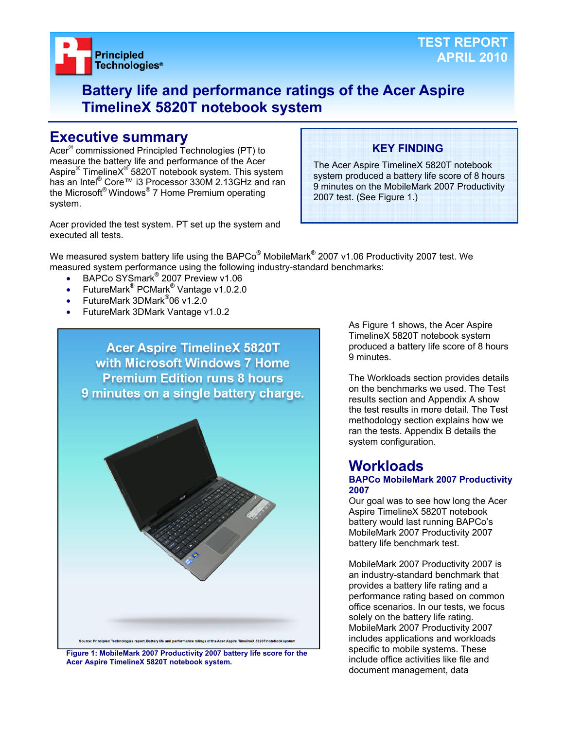TEST REPORT
APRIL 2010

# Battery life and performance ratings of the Acer Aspire TimelineX 5820T notebook system

## Executive summary

Acer® commissioned Principled Technologies (PT) to measure the battery life and performance of the Acer Aspire® TimelineX® 5820T notebook system. This system has an Intel® Core™ i3 Processor 330M 2.13GHz and ran the Microsoft® Windows® 7 Home Premium operating system.

Acer provided the test system. PT set up the system and executed all tests.

**KEY FINDING**

The Acer Aspire TimelineX 5820T notebook system produced a battery life score of 8 hours 9 minutes on the MobileMark 2007 Productivity 2007 test. (See Figure 1.)

We measured system battery life using the BAPCo® MobileMark® 2007 v1.06 Productivity 2007 test. We measured system performance using the following industry-standard benchmarks:

- BAPCo SYSmark® 2007 Preview v1.06
- FutureMark® PCMark® Vantage v1.0.2.0
- FutureMark 3DMark®06 v1.2.0
- FutureMark 3DMark Vantage v1.0.2

Acer Aspire TimelineX 5820T with Microsoft Windows 7 Home Premium Edition runs 8 hours 9 minutes on a single battery charge.

Source: Principled Technologies report, Battery life and performance ratings of the Acer Aspire TimelineX 5820T notebook system

**Figure 1: MobileMark 2007 Productivity 2007 battery life score for the Acer Aspire TimelineX 5820T notebook system.**

As Figure 1 shows, the Acer Aspire TimelineX 5820T notebook system produced a battery life score of 8 hours 9 minutes.

The Workloads section provides details on the benchmarks we used. The Test results section and Appendix A show the test results in more detail. The Test methodology section explains how we ran the tests. Appendix B details the system configuration.

## Workloads

### BAPCo MobileMark 2007 Productivity 2007

Our goal was to see how long the Acer Aspire TimelineX 5820T notebook battery would last running BAPCo's MobileMark 2007 Productivity 2007 battery life benchmark test.

MobileMark 2007 Productivity 2007 is an industry-standard benchmark that provides a battery life rating and a performance rating based on common office scenarios. In our tests, we focus solely on the battery life rating. MobileMark 2007 Productivity 2007 includes applications and workloads specific to mobile systems. These include office activities like file and document management, data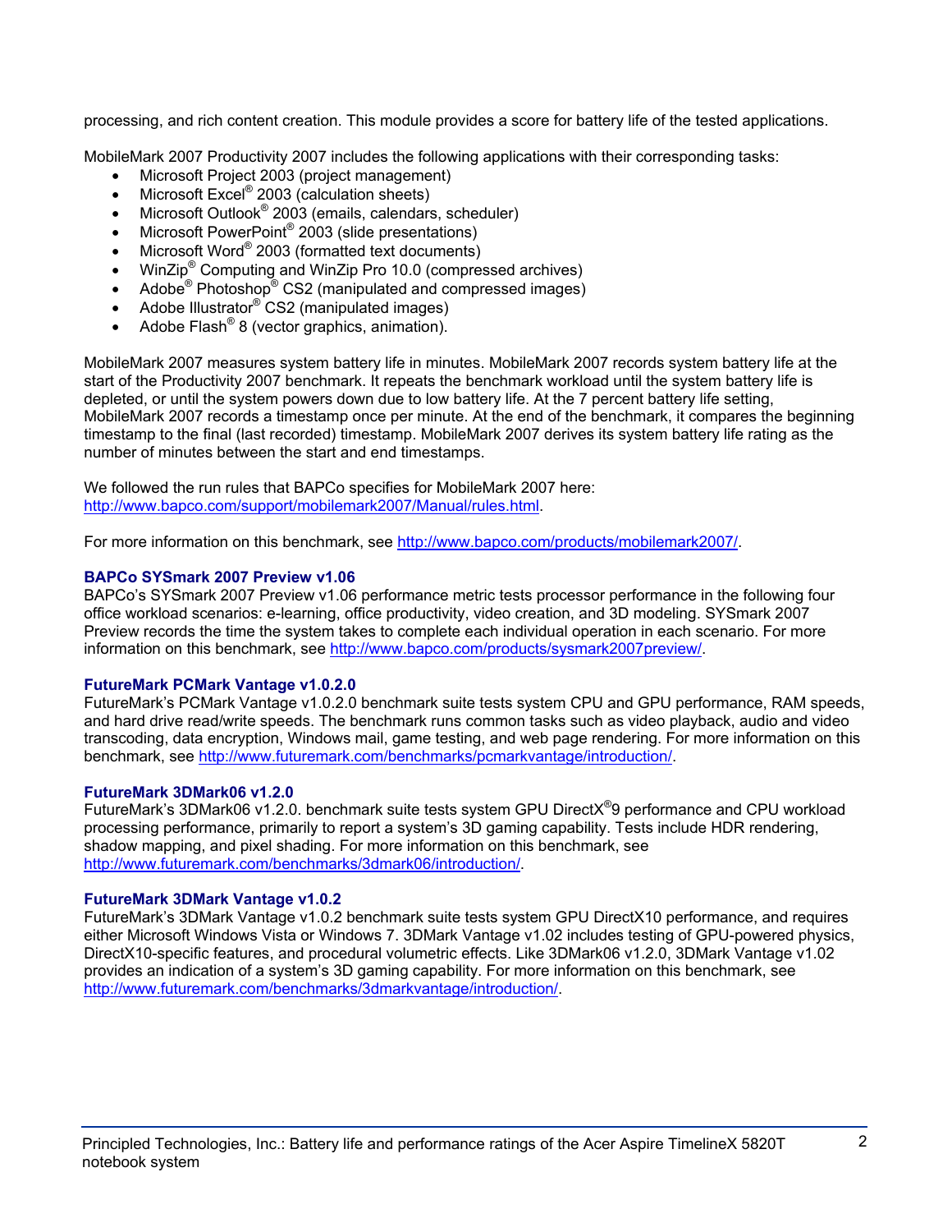processing, and rich content creation. This module provides a score for battery life of the tested applications.

MobileMark 2007 Productivity 2007 includes the following applications with their corresponding tasks:

- Microsoft Project 2003 (project management)
- Microsoft Excel® 2003 (calculation sheets)
- Microsoft Outlook® 2003 (emails, calendars, scheduler)
- Microsoft PowerPoint® 2003 (slide presentations)
- Microsoft Word® 2003 (formatted text documents)
- WinZip® Computing and WinZip Pro 10.0 (compressed archives)
- Adobe® Photoshop® CS2 (manipulated and compressed images)
- Adobe Illustrator® CS2 (manipulated images)
- Adobe Flash® 8 (vector graphics, animation).

MobileMark 2007 measures system battery life in minutes. MobileMark 2007 records system battery life at the start of the Productivity 2007 benchmark. It repeats the benchmark workload until the system battery life is depleted, or until the system powers down due to low battery life. At the 7 percent battery life setting, MobileMark 2007 records a timestamp once per minute. At the end of the benchmark, it compares the beginning timestamp to the final (last recorded) timestamp. MobileMark 2007 derives its system battery life rating as the number of minutes between the start and end timestamps.

We followed the run rules that BAPCo specifies for MobileMark 2007 here: http://www.bapco.com/support/mobilemark2007/Manual/rules.html.

For more information on this benchmark, see http://www.bapco.com/products/mobilemark2007/.

### BAPCo SYSmark 2007 Preview v1.06

BAPCo's SYSmark 2007 Preview v1.06 performance metric tests processor performance in the following four office workload scenarios: e-learning, office productivity, video creation, and 3D modeling. SYSmark 2007 Preview records the time the system takes to complete each individual operation in each scenario. For more information on this benchmark, see http://www.bapco.com/products/sysmark2007preview/.

### FutureMark PCMark Vantage v1.0.2.0

FutureMark's PCMark Vantage v1.0.2.0 benchmark suite tests system CPU and GPU performance, RAM speeds, and hard drive read/write speeds. The benchmark runs common tasks such as video playback, audio and video transcoding, data encryption, Windows mail, game testing, and web page rendering. For more information on this benchmark, see http://www.futuremark.com/benchmarks/pcmarkvantage/introduction/.

### FutureMark 3DMark06 v1.2.0

FutureMark's 3DMark06 v1.2.0. benchmark suite tests system GPU DirectX®9 performance and CPU workload processing performance, primarily to report a system's 3D gaming capability. Tests include HDR rendering, shadow mapping, and pixel shading. For more information on this benchmark, see http://www.futuremark.com/benchmarks/3dmark06/introduction/.

### FutureMark 3DMark Vantage v1.0.2

FutureMark's 3DMark Vantage v1.0.2 benchmark suite tests system GPU DirectX10 performance, and requires either Microsoft Windows Vista or Windows 7. 3DMark Vantage v1.02 includes testing of GPU-powered physics, DirectX10-specific features, and procedural volumetric effects. Like 3DMark06 v1.2.0, 3DMark Vantage v1.02 provides an indication of a system's 3D gaming capability. For more information on this benchmark, see http://www.futuremark.com/benchmarks/3dmarkvantage/introduction/.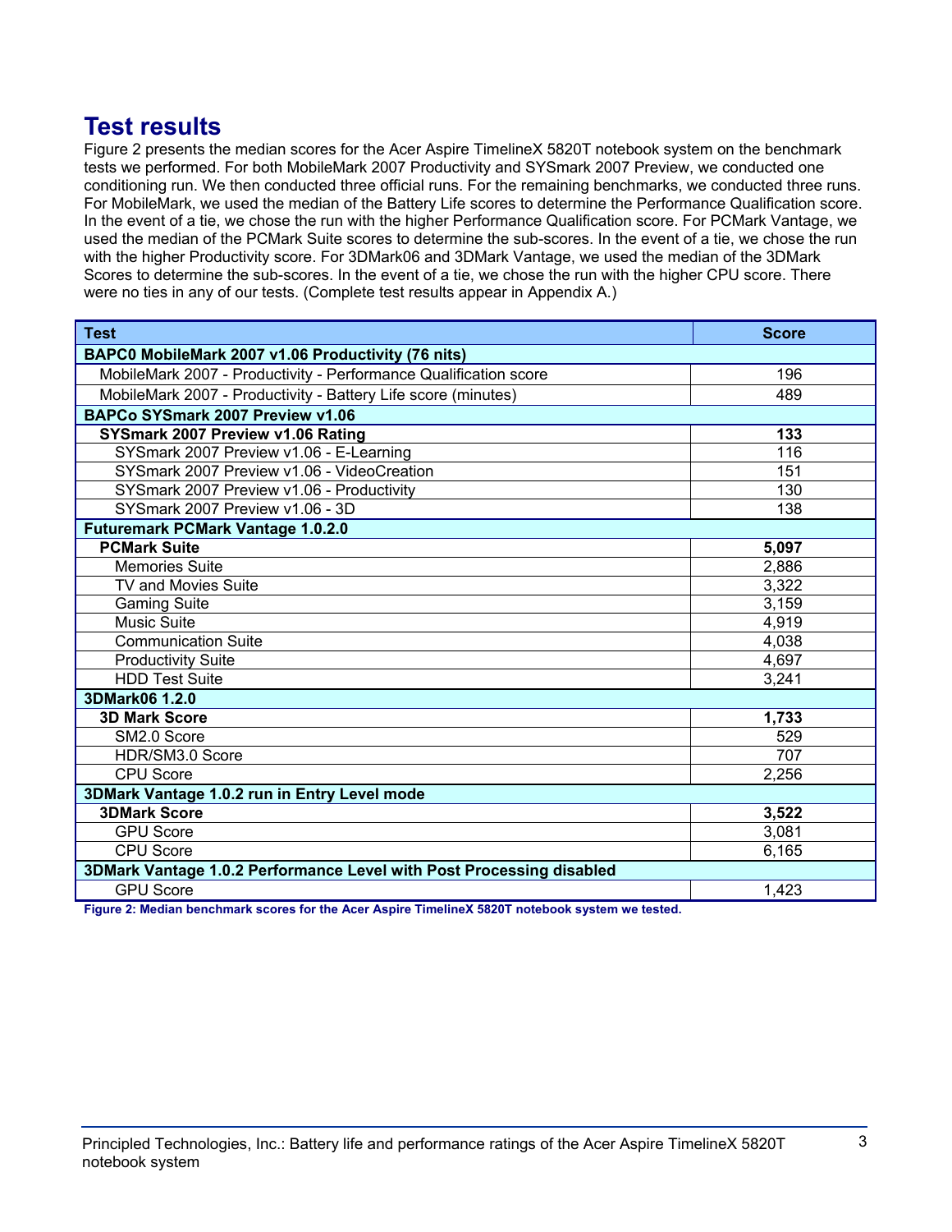## Test results

Figure 2 presents the median scores for the Acer Aspire TimelineX 5820T notebook system on the benchmark tests we performed. For both MobileMark 2007 Productivity and SYSmark 2007 Preview, we conducted one conditioning run. We then conducted three official runs. For the remaining benchmarks, we conducted three runs. For MobileMark, we used the median of the Battery Life scores to determine the Performance Qualification score. In the event of a tie, we chose the run with the higher Performance Qualification score. For PCMark Vantage, we used the median of the PCMark Suite scores to determine the sub-scores. In the event of a tie, we chose the run with the higher Productivity score. For 3DMark06 and 3DMark Vantage, we used the median of the 3DMark Scores to determine the sub-scores. In the event of a tie, we chose the run with the higher CPU score. There were no ties in any of our tests. (Complete test results appear in Appendix A.)

| Test | Score |
|---|---|
| **BAPC0 MobileMark 2007 v1.06 Productivity (76 nits)** | |
| MobileMark 2007 - Productivity - Performance Qualification score | 196 |
| MobileMark 2007 - Productivity - Battery Life score (minutes) | 489 |
| **BAPCo SYSmark 2007 Preview v1.06** | |
| **SYSmark 2007 Preview v1.06 Rating** | **133** |
| SYSmark 2007 Preview v1.06 - E-Learning | 116 |
| SYSmark 2007 Preview v1.06 - VideoCreation | 151 |
| SYSmark 2007 Preview v1.06 - Productivity | 130 |
| SYSmark 2007 Preview v1.06 - 3D | 138 |
| **Futuremark PCMark Vantage 1.0.2.0** | |
| **PCMark Suite** | **5,097** |
| Memories Suite | 2,886 |
| TV and Movies Suite | 3,322 |
| Gaming Suite | 3,159 |
| Music Suite | 4,919 |
| Communication Suite | 4,038 |
| Productivity Suite | 4,697 |
| HDD Test Suite | 3,241 |
| **3DMark06 1.2.0** | |
| **3D Mark Score** | **1,733** |
| SM2.0 Score | 529 |
| HDR/SM3.0 Score | 707 |
| CPU Score | 2,256 |
| **3DMark Vantage 1.0.2 run in Entry Level mode** | |
| **3DMark Score** | **3,522** |
| GPU Score | 3,081 |
| CPU Score | 6,165 |
| **3DMark Vantage 1.0.2 Performance Level with Post Processing disabled** | |
| GPU Score | 1,423 |

**Figure 2: Median benchmark scores for the Acer Aspire TimelineX 5820T notebook system we tested.**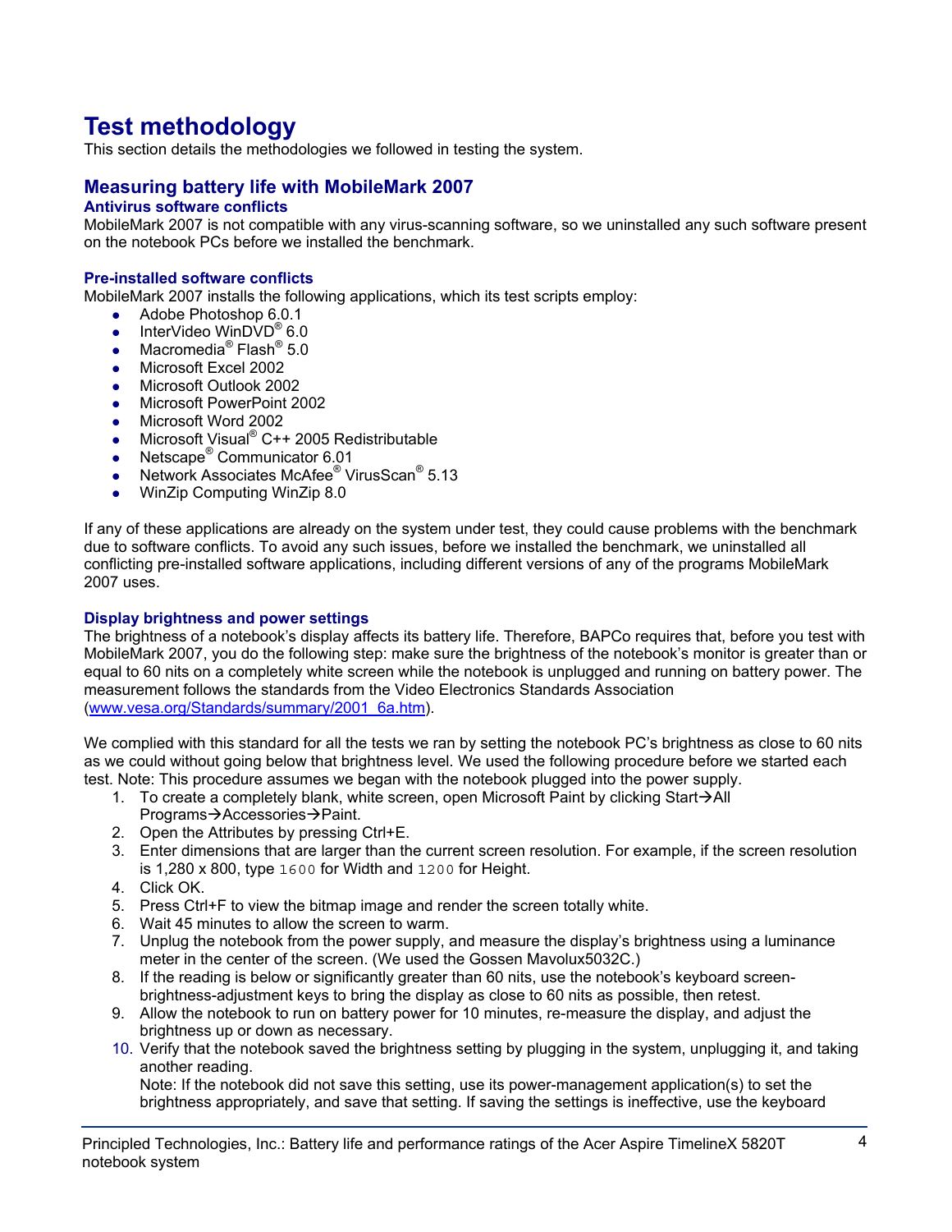# Test methodology

This section details the methodologies we followed in testing the system.

## Measuring battery life with MobileMark 2007

### Antivirus software conflicts

MobileMark 2007 is not compatible with any virus-scanning software, so we uninstalled any such software present on the notebook PCs before we installed the benchmark.

### Pre-installed software conflicts

MobileMark 2007 installs the following applications, which its test scripts employ:

- Adobe Photoshop 6.0.1
- InterVideo WinDVD® 6.0
- Macromedia® Flash® 5.0
- Microsoft Excel 2002
- Microsoft Outlook 2002
- Microsoft PowerPoint 2002
- Microsoft Word 2002
- Microsoft Visual® C++ 2005 Redistributable
- Netscape® Communicator 6.01
- Network Associates McAfee® VirusScan® 5.13
- WinZip Computing WinZip 8.0

If any of these applications are already on the system under test, they could cause problems with the benchmark due to software conflicts. To avoid any such issues, before we installed the benchmark, we uninstalled all conflicting pre-installed software applications, including different versions of any of the programs MobileMark 2007 uses.

### Display brightness and power settings

The brightness of a notebook's display affects its battery life. Therefore, BAPCo requires that, before you test with MobileMark 2007, you do the following step: make sure the brightness of the notebook's monitor is greater than or equal to 60 nits on a completely white screen while the notebook is unplugged and running on battery power. The measurement follows the standards from the Video Electronics Standards Association (www.vesa.org/Standards/summary/2001_6a.htm).

We complied with this standard for all the tests we ran by setting the notebook PC's brightness as close to 60 nits as we could without going below that brightness level. We used the following procedure before we started each test. Note: This procedure assumes we began with the notebook plugged into the power supply.

1. To create a completely blank, white screen, open Microsoft Paint by clicking Start→All Programs→Accessories→Paint.
2. Open the Attributes by pressing Ctrl+E.
3. Enter dimensions that are larger than the current screen resolution. For example, if the screen resolution is 1,280 x 800, type `1600` for Width and `1200` for Height.
4. Click OK.
5. Press Ctrl+F to view the bitmap image and render the screen totally white.
6. Wait 45 minutes to allow the screen to warm.
7. Unplug the notebook from the power supply, and measure the display's brightness using a luminance meter in the center of the screen. (We used the Gossen Mavolux5032C.)
8. If the reading is below or significantly greater than 60 nits, use the notebook's keyboard screen-brightness-adjustment keys to bring the display as close to 60 nits as possible, then retest.
9. Allow the notebook to run on battery power for 10 minutes, re-measure the display, and adjust the brightness up or down as necessary.
10. Verify that the notebook saved the brightness setting by plugging in the system, unplugging it, and taking another reading.
    Note: If the notebook did not save this setting, use its power-management application(s) to set the brightness appropriately, and save that setting. If saving the settings is ineffective, use the keyboard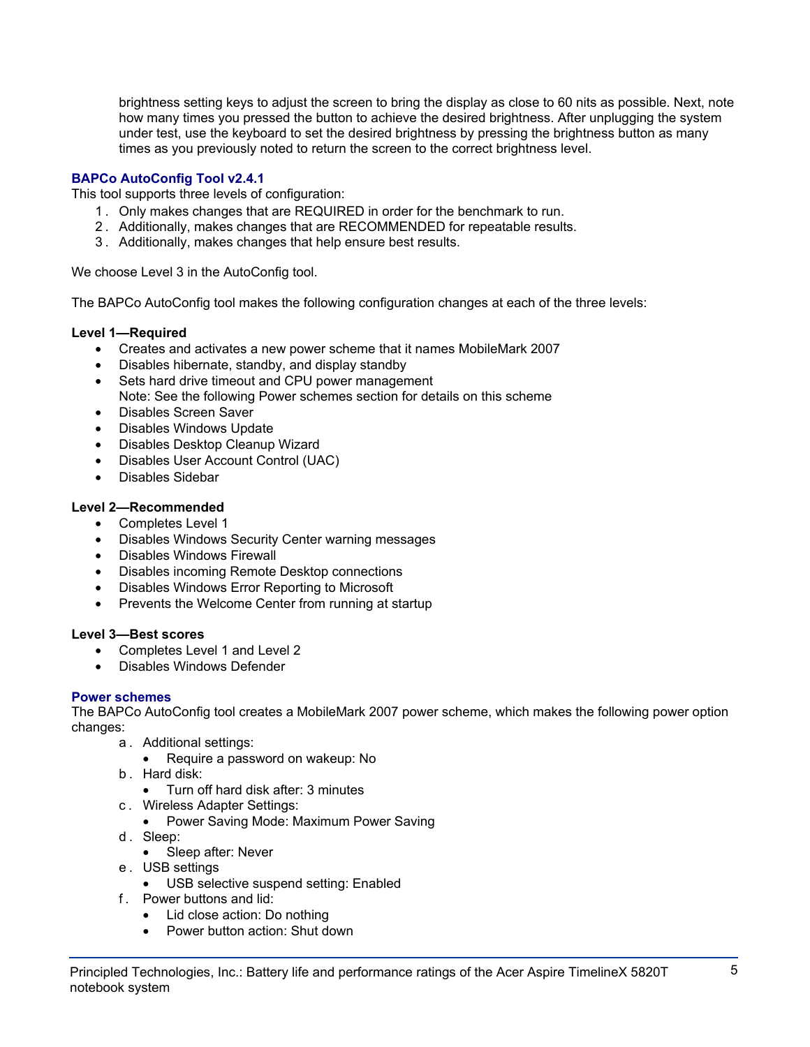brightness setting keys to adjust the screen to bring the display as close to 60 nits as possible. Next, note how many times you pressed the button to achieve the desired brightness. After unplugging the system under test, use the keyboard to set the desired brightness by pressing the brightness button as many times as you previously noted to return the screen to the correct brightness level.

### BAPCo AutoConfig Tool v2.4.1

This tool supports three levels of configuration:

1. Only makes changes that are REQUIRED in order for the benchmark to run.
2. Additionally, makes changes that are RECOMMENDED for repeatable results.
3. Additionally, makes changes that help ensure best results.

We choose Level 3 in the AutoConfig tool.

The BAPCo AutoConfig tool makes the following configuration changes at each of the three levels:

**Level 1—Required**

- Creates and activates a new power scheme that it names MobileMark 2007
- Disables hibernate, standby, and display standby
- Sets hard drive timeout and CPU power management
  Note: See the following Power schemes section for details on this scheme
- Disables Screen Saver
- Disables Windows Update
- Disables Desktop Cleanup Wizard
- Disables User Account Control (UAC)
- Disables Sidebar

**Level 2—Recommended**

- Completes Level 1
- Disables Windows Security Center warning messages
- Disables Windows Firewall
- Disables incoming Remote Desktop connections
- Disables Windows Error Reporting to Microsoft
- Prevents the Welcome Center from running at startup

**Level 3—Best scores**

- Completes Level 1 and Level 2
- Disables Windows Defender

### Power schemes

The BAPCo AutoConfig tool creates a MobileMark 2007 power scheme, which makes the following power option changes:

a. Additional settings:
   - Require a password on wakeup: No
b. Hard disk:
   - Turn off hard disk after: 3 minutes
c. Wireless Adapter Settings:
   - Power Saving Mode: Maximum Power Saving
d. Sleep:
   - Sleep after: Never
e. USB settings
   - USB selective suspend setting: Enabled
f. Power buttons and lid:
   - Lid close action: Do nothing
   - Power button action: Shut down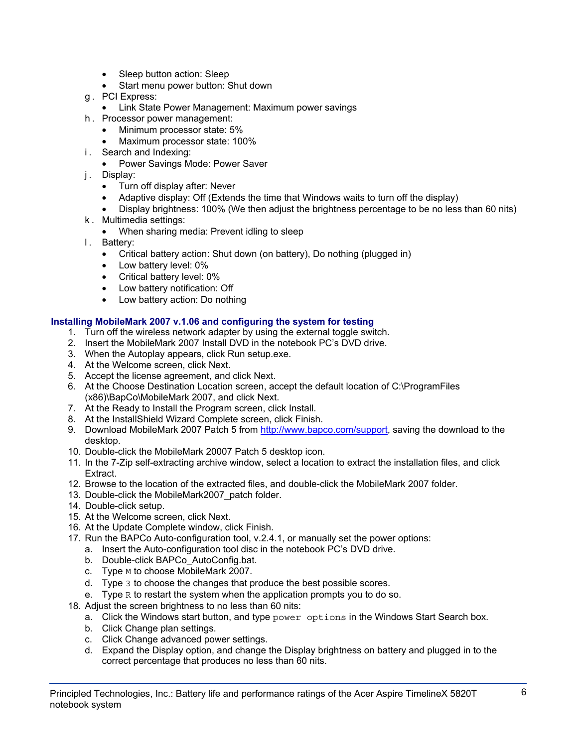- Sleep button action: Sleep
    - Start menu power button: Shut down
g. PCI Express:
    - Link State Power Management: Maximum power savings
h. Processor power management:
    - Minimum processor state: 5%
    - Maximum processor state: 100%
i. Search and Indexing:
    - Power Savings Mode: Power Saver
j. Display:
    - Turn off display after: Never
    - Adaptive display: Off (Extends the time that Windows waits to turn off the display)
    - Display brightness: 100% (We then adjust the brightness percentage to be no less than 60 nits)
k. Multimedia settings:
    - When sharing media: Prevent idling to sleep
l. Battery:
    - Critical battery action: Shut down (on battery), Do nothing (plugged in)
    - Low battery level: 0%
    - Critical battery level: 0%
    - Low battery notification: Off
    - Low battery action: Do nothing

### Installing MobileMark 2007 v.1.06 and configuring the system for testing

1. Turn off the wireless network adapter by using the external toggle switch.
2. Insert the MobileMark 2007 Install DVD in the notebook PC's DVD drive.
3. When the Autoplay appears, click Run setup.exe.
4. At the Welcome screen, click Next.
5. Accept the license agreement, and click Next.
6. At the Choose Destination Location screen, accept the default location of C:\ProgramFiles (x86)\BapCo\MobileMark 2007, and click Next.
7. At the Ready to Install the Program screen, click Install.
8. At the InstallShield Wizard Complete screen, click Finish.
9. Download MobileMark 2007 Patch 5 from http://www.bapco.com/support, saving the download to the desktop.
10. Double-click the MobileMark 20007 Patch 5 desktop icon.
11. In the 7-Zip self-extracting archive window, select a location to extract the installation files, and click Extract.
12. Browse to the location of the extracted files, and double-click the MobileMark 2007 folder.
13. Double-click the MobileMark2007_patch folder.
14. Double-click setup.
15. At the Welcome screen, click Next.
16. At the Update Complete window, click Finish.
17. Run the BAPCo Auto-configuration tool, v.2.4.1, or manually set the power options:
    a. Insert the Auto-configuration tool disc in the notebook PC's DVD drive.
    b. Double-click BAPCo_AutoConfig.bat.
    c. Type `M` to choose MobileMark 2007.
    d. Type `3` to choose the changes that produce the best possible scores.
    e. Type `R` to restart the system when the application prompts you to do so.
18. Adjust the screen brightness to no less than 60 nits:
    a. Click the Windows start button, and type `power options` in the Windows Start Search box.
    b. Click Change plan settings.
    c. Click Change advanced power settings.
    d. Expand the Display option, and change the Display brightness on battery and plugged in to the correct percentage that produces no less than 60 nits.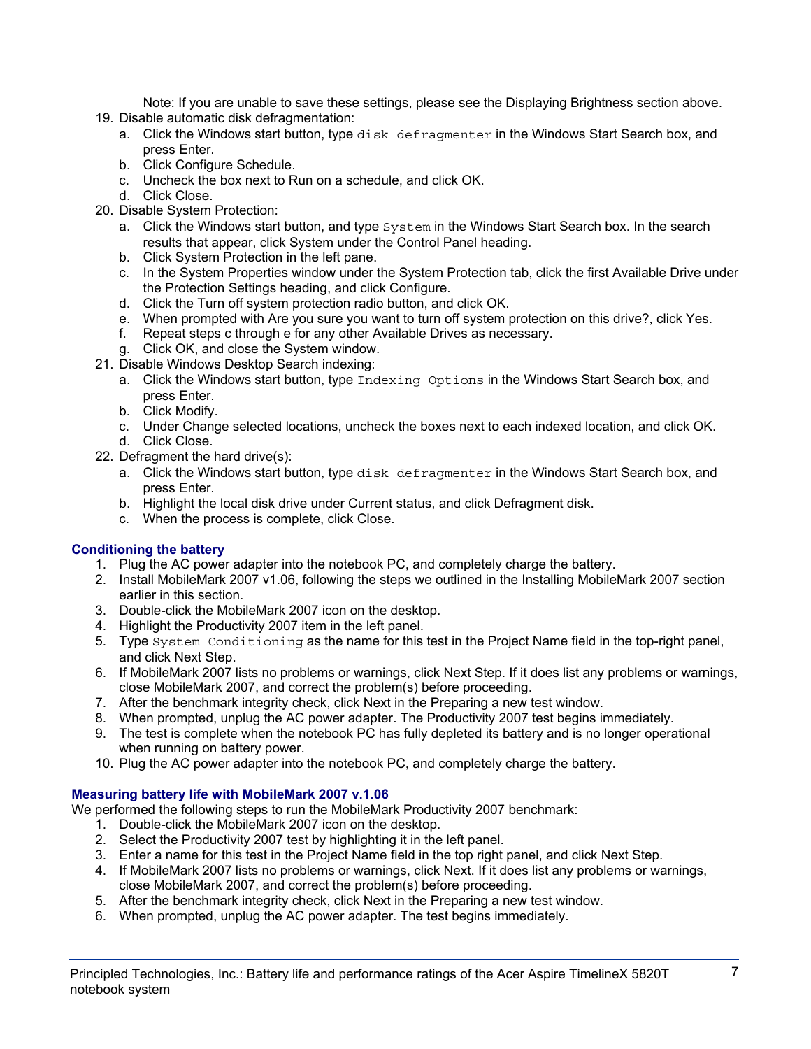Note: If you are unable to save these settings, please see the Displaying Brightness section above.

19. Disable automatic disk defragmentation:
    a. Click the Windows start button, type `disk defragmenter` in the Windows Start Search box, and press Enter.
    b. Click Configure Schedule.
    c. Uncheck the box next to Run on a schedule, and click OK.
    d. Click Close.
20. Disable System Protection:
    a. Click the Windows start button, and type `System` in the Windows Start Search box. In the search results that appear, click System under the Control Panel heading.
    b. Click System Protection in the left pane.
    c. In the System Properties window under the System Protection tab, click the first Available Drive under the Protection Settings heading, and click Configure.
    d. Click the Turn off system protection radio button, and click OK.
    e. When prompted with Are you sure you want to turn off system protection on this drive?, click Yes.
    f. Repeat steps c through e for any other Available Drives as necessary.
    g. Click OK, and close the System window.
21. Disable Windows Desktop Search indexing:
    a. Click the Windows start button, type `Indexing Options` in the Windows Start Search box, and press Enter.
    b. Click Modify.
    c. Under Change selected locations, uncheck the boxes next to each indexed location, and click OK.
    d. Click Close.
22. Defragment the hard drive(s):
    a. Click the Windows start button, type `disk defragmenter` in the Windows Start Search box, and press Enter.
    b. Highlight the local disk drive under Current status, and click Defragment disk.
    c. When the process is complete, click Close.

### Conditioning the battery

1. Plug the AC power adapter into the notebook PC, and completely charge the battery.
2. Install MobileMark 2007 v1.06, following the steps we outlined in the Installing MobileMark 2007 section earlier in this section.
3. Double-click the MobileMark 2007 icon on the desktop.
4. Highlight the Productivity 2007 item in the left panel.
5. Type `System Conditioning` as the name for this test in the Project Name field in the top-right panel, and click Next Step.
6. If MobileMark 2007 lists no problems or warnings, click Next Step. If it does list any problems or warnings, close MobileMark 2007, and correct the problem(s) before proceeding.
7. After the benchmark integrity check, click Next in the Preparing a new test window.
8. When prompted, unplug the AC power adapter. The Productivity 2007 test begins immediately.
9. The test is complete when the notebook PC has fully depleted its battery and is no longer operational when running on battery power.
10. Plug the AC power adapter into the notebook PC, and completely charge the battery.

### Measuring battery life with MobileMark 2007 v.1.06

We performed the following steps to run the MobileMark Productivity 2007 benchmark:

1. Double-click the MobileMark 2007 icon on the desktop.
2. Select the Productivity 2007 test by highlighting it in the left panel.
3. Enter a name for this test in the Project Name field in the top right panel, and click Next Step.
4. If MobileMark 2007 lists no problems or warnings, click Next. If it does list any problems or warnings, close MobileMark 2007, and correct the problem(s) before proceeding.
5. After the benchmark integrity check, click Next in the Preparing a new test window.
6. When prompted, unplug the AC power adapter. The test begins immediately.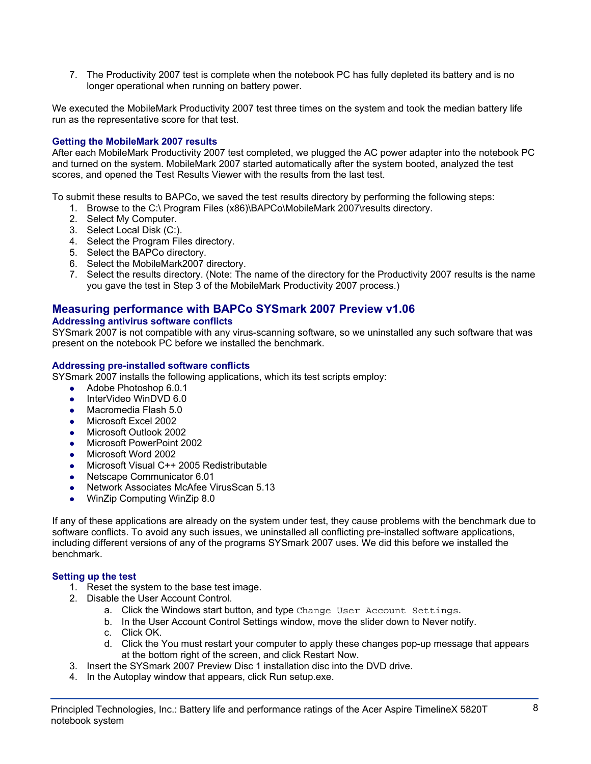7. The Productivity 2007 test is complete when the notebook PC has fully depleted its battery and is no longer operational when running on battery power.

We executed the MobileMark Productivity 2007 test three times on the system and took the median battery life run as the representative score for that test.

### Getting the MobileMark 2007 results

After each MobileMark Productivity 2007 test completed, we plugged the AC power adapter into the notebook PC and turned on the system. MobileMark 2007 started automatically after the system booted, analyzed the test scores, and opened the Test Results Viewer with the results from the last test.

To submit these results to BAPCo, we saved the test results directory by performing the following steps:

1. Browse to the C:\ Program Files (x86)\BAPCo\MobileMark 2007\results directory.
2. Select My Computer.
3. Select Local Disk (C:).
4. Select the Program Files directory.
5. Select the BAPCo directory.
6. Select the MobileMark2007 directory.
7. Select the results directory. (Note: The name of the directory for the Productivity 2007 results is the name you gave the test in Step 3 of the MobileMark Productivity 2007 process.)

## Measuring performance with BAPCo SYSmark 2007 Preview v1.06

### Addressing antivirus software conflicts

SYSmark 2007 is not compatible with any virus-scanning software, so we uninstalled any such software that was present on the notebook PC before we installed the benchmark.

### Addressing pre-installed software conflicts

SYSmark 2007 installs the following applications, which its test scripts employ:

- Adobe Photoshop 6.0.1
- InterVideo WinDVD 6.0
- Macromedia Flash 5.0
- Microsoft Excel 2002
- Microsoft Outlook 2002
- Microsoft PowerPoint 2002
- Microsoft Word 2002
- Microsoft Visual C++ 2005 Redistributable
- Netscape Communicator 6.01
- Network Associates McAfee VirusScan 5.13
- WinZip Computing WinZip 8.0

If any of these applications are already on the system under test, they cause problems with the benchmark due to software conflicts. To avoid any such issues, we uninstalled all conflicting pre-installed software applications, including different versions of any of the programs SYSmark 2007 uses. We did this before we installed the benchmark.

### Setting up the test

1. Reset the system to the base test image.
2. Disable the User Account Control.
   a. Click the Windows start button, and type `Change User Account Settings`.
   b. In the User Account Control Settings window, move the slider down to Never notify.
   c. Click OK.
   d. Click the You must restart your computer to apply these changes pop-up message that appears at the bottom right of the screen, and click Restart Now.
3. Insert the SYSmark 2007 Preview Disc 1 installation disc into the DVD drive.
4. In the Autoplay window that appears, click Run setup.exe.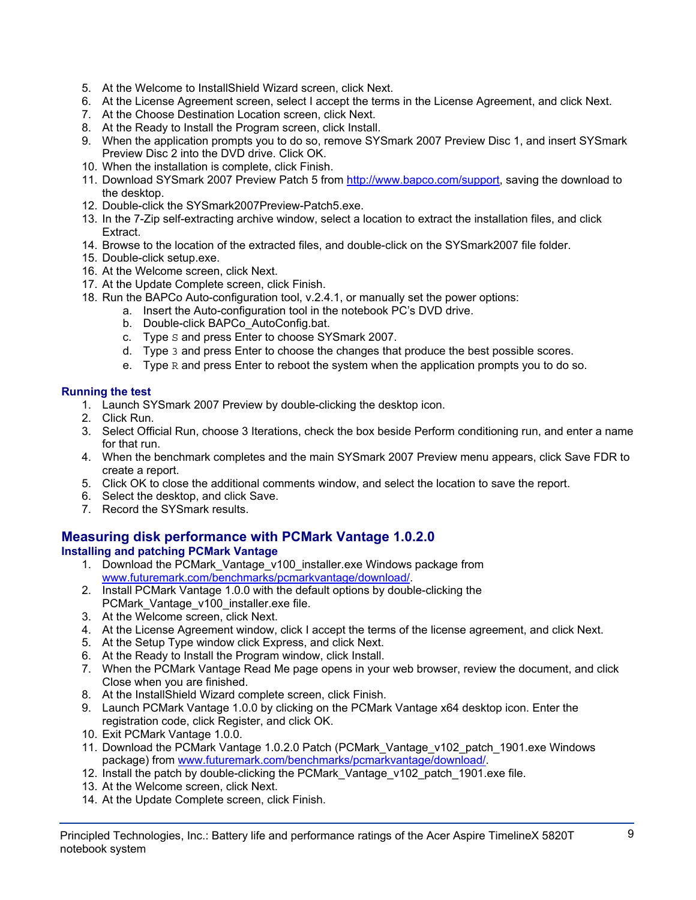5. At the Welcome to InstallShield Wizard screen, click Next.
6. At the License Agreement screen, select I accept the terms in the License Agreement, and click Next.
7. At the Choose Destination Location screen, click Next.
8. At the Ready to Install the Program screen, click Install.
9. When the application prompts you to do so, remove SYSmark 2007 Preview Disc 1, and insert SYSmark Preview Disc 2 into the DVD drive. Click OK.
10. When the installation is complete, click Finish.
11. Download SYSmark 2007 Preview Patch 5 from http://www.bapco.com/support, saving the download to the desktop.
12. Double-click the SYSmark2007Preview-Patch5.exe.
13. In the 7-Zip self-extracting archive window, select a location to extract the installation files, and click Extract.
14. Browse to the location of the extracted files, and double-click on the SYSmark2007 file folder.
15. Double-click setup.exe.
16. At the Welcome screen, click Next.
17. At the Update Complete screen, click Finish.
18. Run the BAPCo Auto-configuration tool, v.2.4.1, or manually set the power options:
    a. Insert the Auto-configuration tool in the notebook PC's DVD drive.
    b. Double-click BAPCo_AutoConfig.bat.
    c. Type `S` and press Enter to choose SYSmark 2007.
    d. Type `3` and press Enter to choose the changes that produce the best possible scores.
    e. Type `R` and press Enter to reboot the system when the application prompts you to do so.

### Running the test

1. Launch SYSmark 2007 Preview by double-clicking the desktop icon.
2. Click Run.
3. Select Official Run, choose 3 Iterations, check the box beside Perform conditioning run, and enter a name for that run.
4. When the benchmark completes and the main SYSmark 2007 Preview menu appears, click Save FDR to create a report.
5. Click OK to close the additional comments window, and select the location to save the report.
6. Select the desktop, and click Save.
7. Record the SYSmark results.

## Measuring disk performance with PCMark Vantage 1.0.2.0

### Installing and patching PCMark Vantage

1. Download the PCMark_Vantage_v100_installer.exe Windows package from www.futuremark.com/benchmarks/pcmarkvantage/download/.
2. Install PCMark Vantage 1.0.0 with the default options by double-clicking the PCMark_Vantage_v100_installer.exe file.
3. At the Welcome screen, click Next.
4. At the License Agreement window, click I accept the terms of the license agreement, and click Next.
5. At the Setup Type window click Express, and click Next.
6. At the Ready to Install the Program window, click Install.
7. When the PCMark Vantage Read Me page opens in your web browser, review the document, and click Close when you are finished.
8. At the InstallShield Wizard complete screen, click Finish.
9. Launch PCMark Vantage 1.0.0 by clicking on the PCMark Vantage x64 desktop icon. Enter the registration code, click Register, and click OK.
10. Exit PCMark Vantage 1.0.0.
11. Download the PCMark Vantage 1.0.2.0 Patch (PCMark_Vantage_v102_patch_1901.exe Windows package) from www.futuremark.com/benchmarks/pcmarkvantage/download/.
12. Install the patch by double-clicking the PCMark_Vantage_v102_patch_1901.exe file.
13. At the Welcome screen, click Next.
14. At the Update Complete screen, click Finish.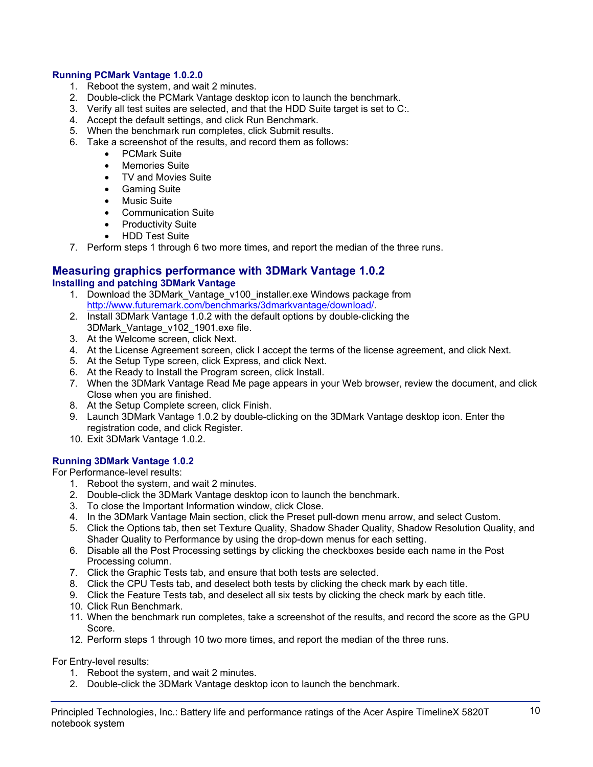### Running PCMark Vantage 1.0.2.0

1. Reboot the system, and wait 2 minutes.
2. Double-click the PCMark Vantage desktop icon to launch the benchmark.
3. Verify all test suites are selected, and that the HDD Suite target is set to C:.
4. Accept the default settings, and click Run Benchmark.
5. When the benchmark run completes, click Submit results.
6. Take a screenshot of the results, and record them as follows:
    - PCMark Suite
    - Memories Suite
    - TV and Movies Suite
    - Gaming Suite
    - Music Suite
    - Communication Suite
    - Productivity Suite
    - HDD Test Suite
7. Perform steps 1 through 6 two more times, and report the median of the three runs.

## Measuring graphics performance with 3DMark Vantage 1.0.2

### Installing and patching 3DMark Vantage

1. Download the 3DMark_Vantage_v100_installer.exe Windows package from http://www.futuremark.com/benchmarks/3dmarkvantage/download/.
2. Install 3DMark Vantage 1.0.2 with the default options by double-clicking the 3DMark_Vantage_v102_1901.exe file.
3. At the Welcome screen, click Next.
4. At the License Agreement screen, click I accept the terms of the license agreement, and click Next.
5. At the Setup Type screen, click Express, and click Next.
6. At the Ready to Install the Program screen, click Install.
7. When the 3DMark Vantage Read Me page appears in your Web browser, review the document, and click Close when you are finished.
8. At the Setup Complete screen, click Finish.
9. Launch 3DMark Vantage 1.0.2 by double-clicking on the 3DMark Vantage desktop icon. Enter the registration code, and click Register.
10. Exit 3DMark Vantage 1.0.2.

### Running 3DMark Vantage 1.0.2

For Performance-level results:

1. Reboot the system, and wait 2 minutes.
2. Double-click the 3DMark Vantage desktop icon to launch the benchmark.
3. To close the Important Information window, click Close.
4. In the 3DMark Vantage Main section, click the Preset pull-down menu arrow, and select Custom.
5. Click the Options tab, then set Texture Quality, Shadow Shader Quality, Shadow Resolution Quality, and Shader Quality to Performance by using the drop-down menus for each setting.
6. Disable all the Post Processing settings by clicking the checkboxes beside each name in the Post Processing column.
7. Click the Graphic Tests tab, and ensure that both tests are selected.
8. Click the CPU Tests tab, and deselect both tests by clicking the check mark by each title.
9. Click the Feature Tests tab, and deselect all six tests by clicking the check mark by each title.
10. Click Run Benchmark.
11. When the benchmark run completes, take a screenshot of the results, and record the score as the GPU Score.
12. Perform steps 1 through 10 two more times, and report the median of the three runs.

For Entry-level results:

1. Reboot the system, and wait 2 minutes.
2. Double-click the 3DMark Vantage desktop icon to launch the benchmark.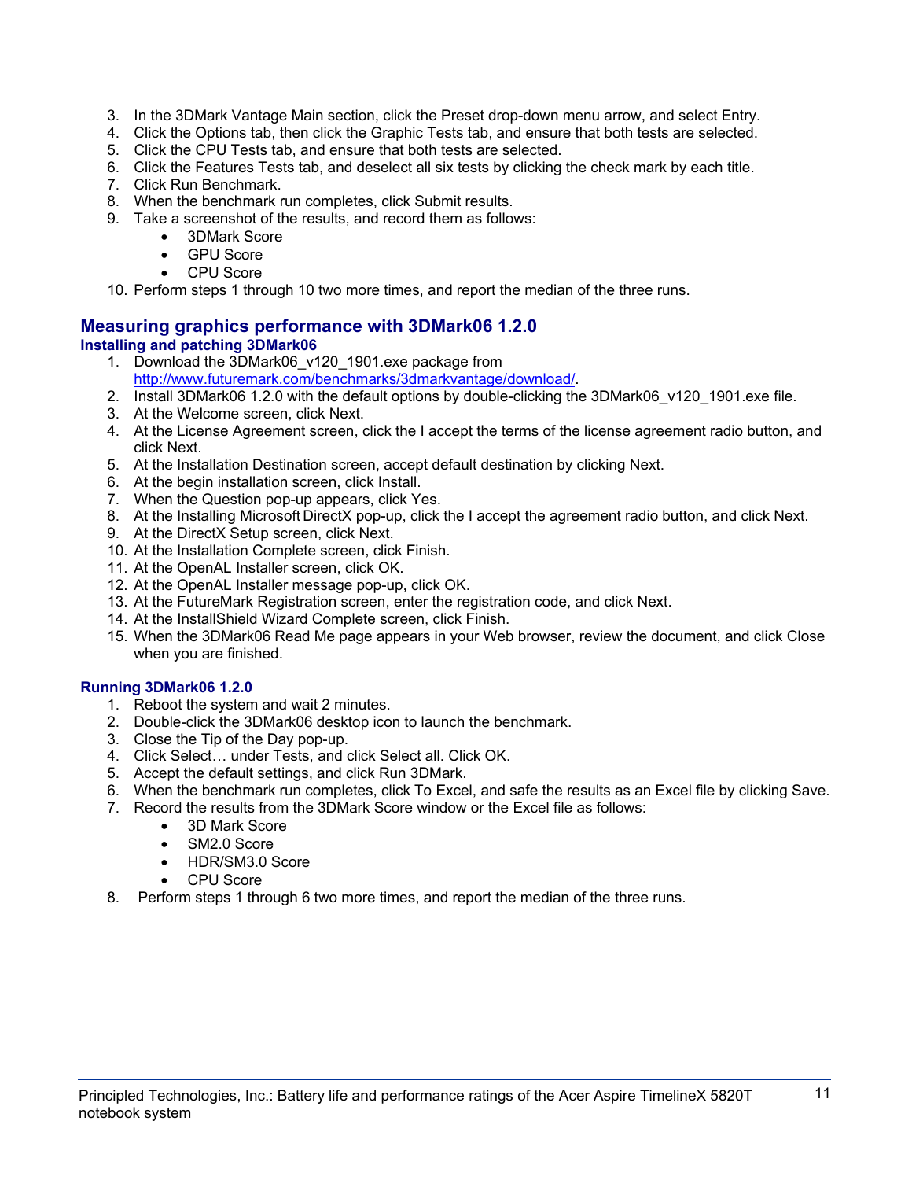3. In the 3DMark Vantage Main section, click the Preset drop-down menu arrow, and select Entry.
4. Click the Options tab, then click the Graphic Tests tab, and ensure that both tests are selected.
5. Click the CPU Tests tab, and ensure that both tests are selected.
6. Click the Features Tests tab, and deselect all six tests by clicking the check mark by each title.
7. Click Run Benchmark.
8. When the benchmark run completes, click Submit results.
9. Take a screenshot of the results, and record them as follows:
   - 3DMark Score
   - GPU Score
   - CPU Score
10. Perform steps 1 through 10 two more times, and report the median of the three runs.

## Measuring graphics performance with 3DMark06 1.2.0

### Installing and patching 3DMark06

1. Download the 3DMark06_v120_1901.exe package from http://www.futuremark.com/benchmarks/3dmarkvantage/download/.
2. Install 3DMark06 1.2.0 with the default options by double-clicking the 3DMark06_v120_1901.exe file.
3. At the Welcome screen, click Next.
4. At the License Agreement screen, click the I accept the terms of the license agreement radio button, and click Next.
5. At the Installation Destination screen, accept default destination by clicking Next.
6. At the begin installation screen, click Install.
7. When the Question pop-up appears, click Yes.
8. At the Installing Microsoft DirectX pop-up, click the I accept the agreement radio button, and click Next.
9. At the DirectX Setup screen, click Next.
10. At the Installation Complete screen, click Finish.
11. At the OpenAL Installer screen, click OK.
12. At the OpenAL Installer message pop-up, click OK.
13. At the FutureMark Registration screen, enter the registration code, and click Next.
14. At the InstallShield Wizard Complete screen, click Finish.
15. When the 3DMark06 Read Me page appears in your Web browser, review the document, and click Close when you are finished.

### Running 3DMark06 1.2.0

1. Reboot the system and wait 2 minutes.
2. Double-click the 3DMark06 desktop icon to launch the benchmark.
3. Close the Tip of the Day pop-up.
4. Click Select… under Tests, and click Select all. Click OK.
5. Accept the default settings, and click Run 3DMark.
6. When the benchmark run completes, click To Excel, and safe the results as an Excel file by clicking Save.
7. Record the results from the 3DMark Score window or the Excel file as follows:
   - 3D Mark Score
   - SM2.0 Score
   - HDR/SM3.0 Score
   - CPU Score
8. Perform steps 1 through 6 two more times, and report the median of the three runs.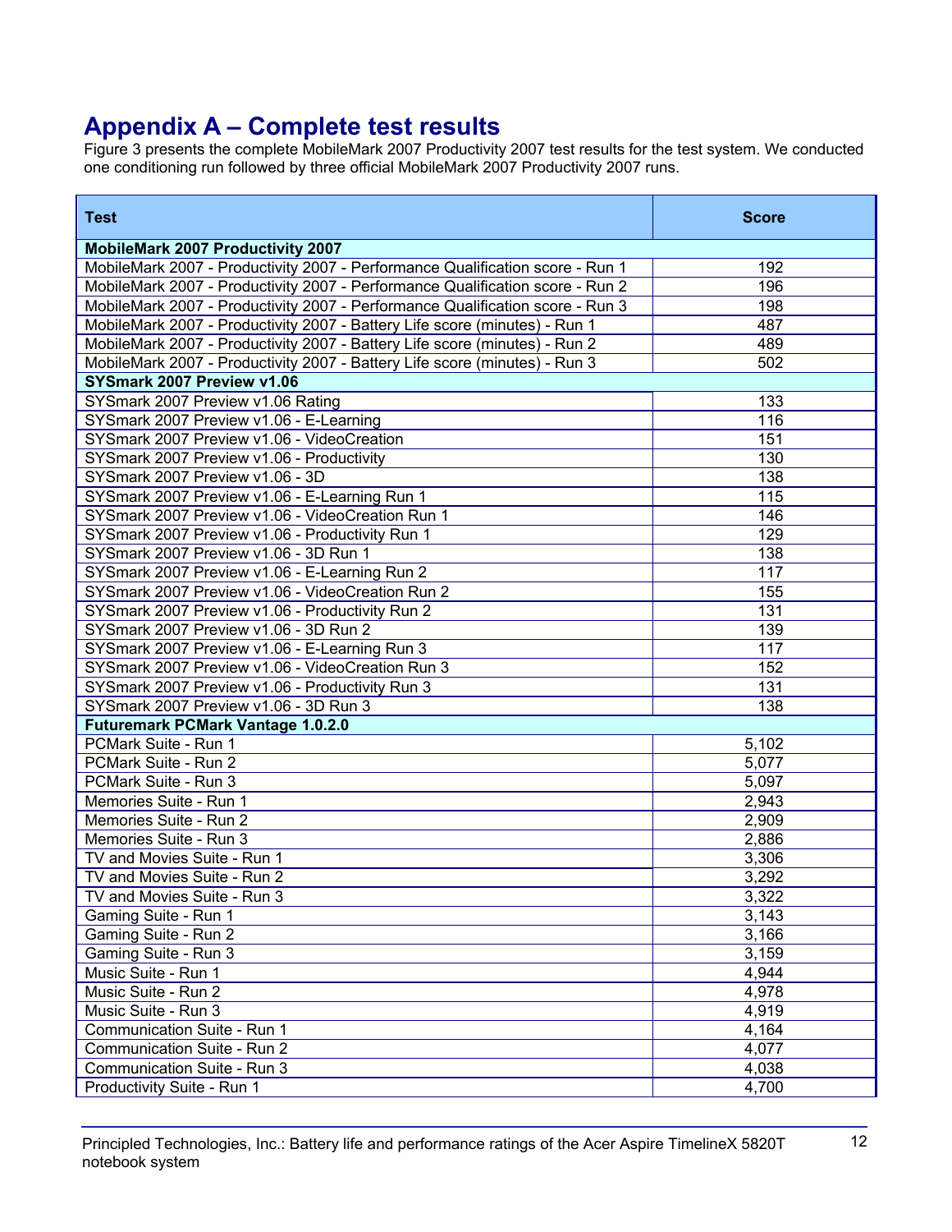# Appendix A – Complete test results

Figure 3 presents the complete MobileMark 2007 Productivity 2007 test results for the test system. We conducted one conditioning run followed by three official MobileMark 2007 Productivity 2007 runs.

| Test | Score |
|---|---|
| **MobileMark 2007 Productivity 2007** | |
| MobileMark 2007 - Productivity 2007 - Performance Qualification score - Run 1 | 192 |
| MobileMark 2007 - Productivity 2007 - Performance Qualification score - Run 2 | 196 |
| MobileMark 2007 - Productivity 2007 - Performance Qualification score - Run 3 | 198 |
| MobileMark 2007 - Productivity 2007 - Battery Life score (minutes) - Run 1 | 487 |
| MobileMark 2007 - Productivity 2007 - Battery Life score (minutes) - Run 2 | 489 |
| MobileMark 2007 - Productivity 2007 - Battery Life score (minutes) - Run 3 | 502 |
| **SYSmark 2007 Preview v1.06** | |
| SYSmark 2007 Preview v1.06 Rating | 133 |
| SYSmark 2007 Preview v1.06 - E-Learning | 116 |
| SYSmark 2007 Preview v1.06 - VideoCreation | 151 |
| SYSmark 2007 Preview v1.06 - Productivity | 130 |
| SYSmark 2007 Preview v1.06 - 3D | 138 |
| SYSmark 2007 Preview v1.06 - E-Learning Run 1 | 115 |
| SYSmark 2007 Preview v1.06 - VideoCreation Run 1 | 146 |
| SYSmark 2007 Preview v1.06 - Productivity Run 1 | 129 |
| SYSmark 2007 Preview v1.06 - 3D Run 1 | 138 |
| SYSmark 2007 Preview v1.06 - E-Learning Run 2 | 117 |
| SYSmark 2007 Preview v1.06 - VideoCreation Run 2 | 155 |
| SYSmark 2007 Preview v1.06 - Productivity Run 2 | 131 |
| SYSmark 2007 Preview v1.06 - 3D Run 2 | 139 |
| SYSmark 2007 Preview v1.06 - E-Learning Run 3 | 117 |
| SYSmark 2007 Preview v1.06 - VideoCreation Run 3 | 152 |
| SYSmark 2007 Preview v1.06 - Productivity Run 3 | 131 |
| SYSmark 2007 Preview v1.06 - 3D Run 3 | 138 |
| **Futuremark PCMark Vantage 1.0.2.0** | |
| PCMark Suite - Run 1 | 5,102 |
| PCMark Suite - Run 2 | 5,077 |
| PCMark Suite - Run 3 | 5,097 |
| Memories Suite - Run 1 | 2,943 |
| Memories Suite - Run 2 | 2,909 |
| Memories Suite - Run 3 | 2,886 |
| TV and Movies Suite - Run 1 | 3,306 |
| TV and Movies Suite - Run 2 | 3,292 |
| TV and Movies Suite - Run 3 | 3,322 |
| Gaming Suite - Run 1 | 3,143 |
| Gaming Suite - Run 2 | 3,166 |
| Gaming Suite - Run 3 | 3,159 |
| Music Suite - Run 1 | 4,944 |
| Music Suite - Run 2 | 4,978 |
| Music Suite - Run 3 | 4,919 |
| Communication Suite - Run 1 | 4,164 |
| Communication Suite - Run 2 | 4,077 |
| Communication Suite - Run 3 | 4,038 |
| Productivity Suite - Run 1 | 4,700 |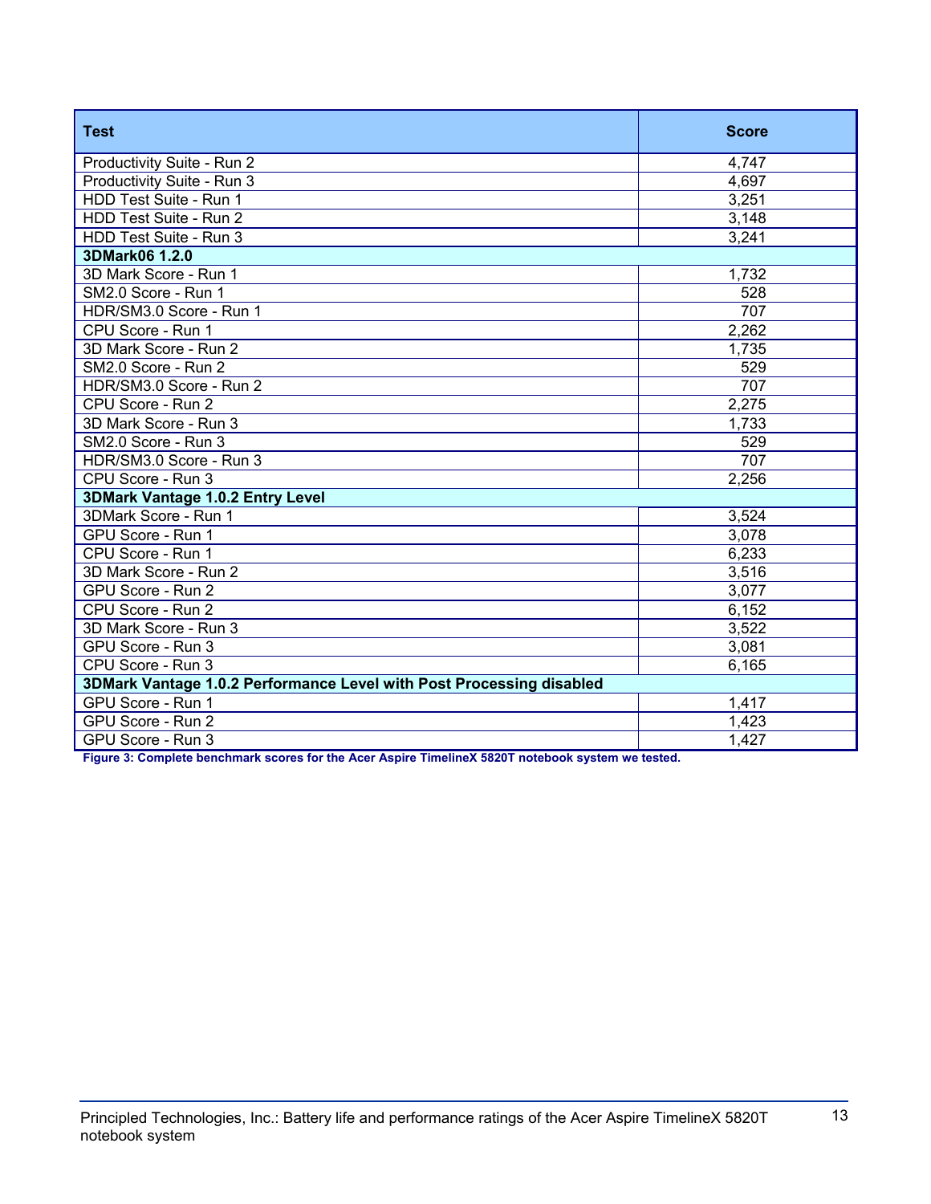| Test | Score |
| --- | --- |
| Productivity Suite - Run 2 | 4,747 |
| Productivity Suite - Run 3 | 4,697 |
| HDD Test Suite - Run 1 | 3,251 |
| HDD Test Suite - Run 2 | 3,148 |
| HDD Test Suite - Run 3 | 3,241 |
| **3DMark06 1.2.0** | |
| 3D Mark Score - Run 1 | 1,732 |
| SM2.0 Score - Run 1 | 528 |
| HDR/SM3.0 Score - Run 1 | 707 |
| CPU Score - Run 1 | 2,262 |
| 3D Mark Score - Run 2 | 1,735 |
| SM2.0 Score - Run 2 | 529 |
| HDR/SM3.0 Score - Run 2 | 707 |
| CPU Score - Run 2 | 2,275 |
| 3D Mark Score - Run 3 | 1,733 |
| SM2.0 Score - Run 3 | 529 |
| HDR/SM3.0 Score - Run 3 | 707 |
| CPU Score - Run 3 | 2,256 |
| **3DMark Vantage 1.0.2 Entry Level** | |
| 3DMark Score - Run 1 | 3,524 |
| GPU Score - Run 1 | 3,078 |
| CPU Score - Run 1 | 6,233 |
| 3D Mark Score - Run 2 | 3,516 |
| GPU Score - Run 2 | 3,077 |
| CPU Score - Run 2 | 6,152 |
| 3D Mark Score - Run 3 | 3,522 |
| GPU Score - Run 3 | 3,081 |
| CPU Score - Run 3 | 6,165 |
| **3DMark Vantage 1.0.2 Performance Level with Post Processing disabled** | |
| GPU Score - Run 1 | 1,417 |
| GPU Score - Run 2 | 1,423 |
| GPU Score - Run 3 | 1,427 |

**Figure 3: Complete benchmark scores for the Acer Aspire TimelineX 5820T notebook system we tested.**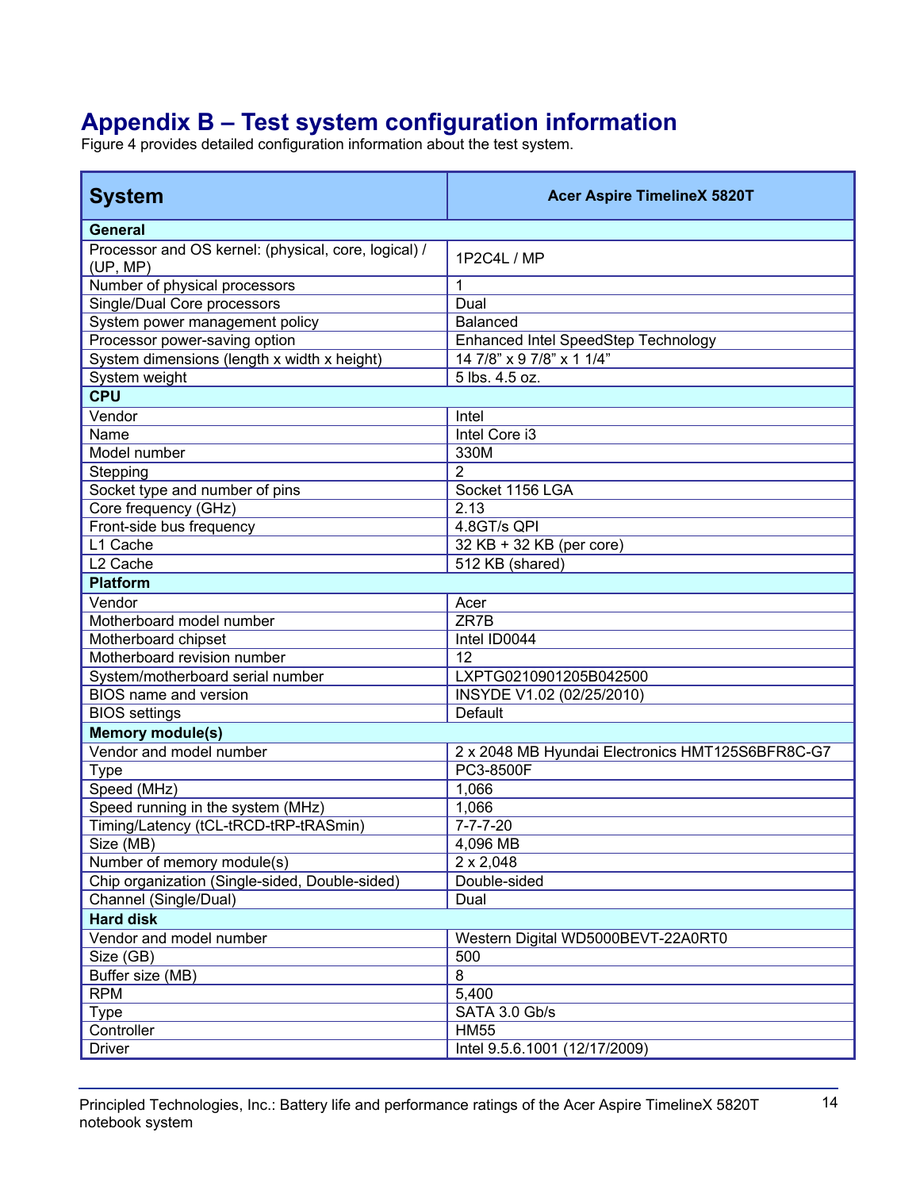# Appendix B – Test system configuration information

Figure 4 provides detailed configuration information about the test system.

| System | Acer Aspire TimelineX 5820T |
|---|---|
| **General** | |
| Processor and OS kernel: (physical, core, logical) / (UP, MP) | 1P2C4L / MP |
| Number of physical processors | 1 |
| Single/Dual Core processors | Dual |
| System power management policy | Balanced |
| Processor power-saving option | Enhanced Intel SpeedStep Technology |
| System dimensions (length x width x height) | 14 7/8" x 9 7/8" x 1 1/4" |
| System weight | 5 lbs. 4.5 oz. |
| **CPU** | |
| Vendor | Intel |
| Name | Intel Core i3 |
| Model number | 330M |
| Stepping | 2 |
| Socket type and number of pins | Socket 1156 LGA |
| Core frequency (GHz) | 2.13 |
| Front-side bus frequency | 4.8GT/s QPI |
| L1 Cache | 32 KB + 32 KB (per core) |
| L2 Cache | 512 KB (shared) |
| **Platform** | |
| Vendor | Acer |
| Motherboard model number | ZR7B |
| Motherboard chipset | Intel ID0044 |
| Motherboard revision number | 12 |
| System/motherboard serial number | LXPTG0210901205B042500 |
| BIOS name and version | INSYDE V1.02 (02/25/2010) |
| BIOS settings | Default |
| **Memory module(s)** | |
| Vendor and model number | 2 x 2048 MB Hyundai Electronics HMT125S6BFR8C-G7 |
| Type | PC3-8500F |
| Speed (MHz) | 1,066 |
| Speed running in the system (MHz) | 1,066 |
| Timing/Latency (tCL-tRCD-tRP-tRASmin) | 7-7-7-20 |
| Size (MB) | 4,096 MB |
| Number of memory module(s) | 2 x 2,048 |
| Chip organization (Single-sided, Double-sided) | Double-sided |
| Channel (Single/Dual) | Dual |
| **Hard disk** | |
| Vendor and model number | Western Digital WD5000BEVT-22A0RT0 |
| Size (GB) | 500 |
| Buffer size (MB) | 8 |
| RPM | 5,400 |
| Type | SATA 3.0 Gb/s |
| Controller | HM55 |
| Driver | Intel 9.5.6.1001 (12/17/2009) |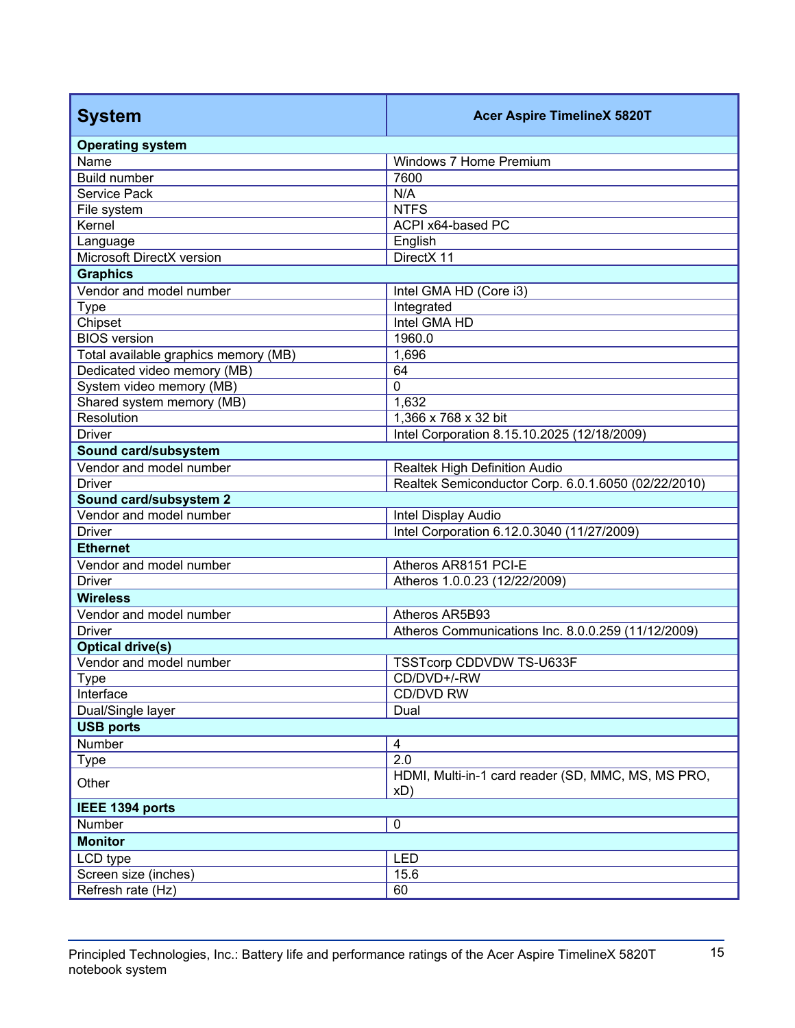| System | Acer Aspire TimelineX 5820T |
|---|---|
| **Operating system** | |
| Name | Windows 7 Home Premium |
| Build number | 7600 |
| Service Pack | N/A |
| File system | NTFS |
| Kernel | ACPI x64-based PC |
| Language | English |
| Microsoft DirectX version | DirectX 11 |
| **Graphics** | |
| Vendor and model number | Intel GMA HD (Core i3) |
| Type | Integrated |
| Chipset | Intel GMA HD |
| BIOS version | 1960.0 |
| Total available graphics memory (MB) | 1,696 |
| Dedicated video memory (MB) | 64 |
| System video memory (MB) | 0 |
| Shared system memory (MB) | 1,632 |
| Resolution | 1,366 x 768 x 32 bit |
| Driver | Intel Corporation 8.15.10.2025 (12/18/2009) |
| **Sound card/subsystem** | |
| Vendor and model number | Realtek High Definition Audio |
| Driver | Realtek Semiconductor Corp. 6.0.1.6050 (02/22/2010) |
| **Sound card/subsystem 2** | |
| Vendor and model number | Intel Display Audio |
| Driver | Intel Corporation 6.12.0.3040 (11/27/2009) |
| **Ethernet** | |
| Vendor and model number | Atheros AR8151 PCI-E |
| Driver | Atheros 1.0.0.23 (12/22/2009) |
| **Wireless** | |
| Vendor and model number | Atheros AR5B93 |
| Driver | Atheros Communications Inc. 8.0.0.259 (11/12/2009) |
| **Optical drive(s)** | |
| Vendor and model number | TSSTcorp CDDVDW TS-U633F |
| Type | CD/DVD+/-RW |
| Interface | CD/DVD RW |
| Dual/Single layer | Dual |
| **USB ports** | |
| Number | 4 |
| Type | 2.0 |
| Other | HDMI, Multi-in-1 card reader (SD, MMC, MS, MS PRO, xD) |
| **IEEE 1394 ports** | |
| Number | 0 |
| **Monitor** | |
| LCD type | LED |
| Screen size (inches) | 15.6 |
| Refresh rate (Hz) | 60 |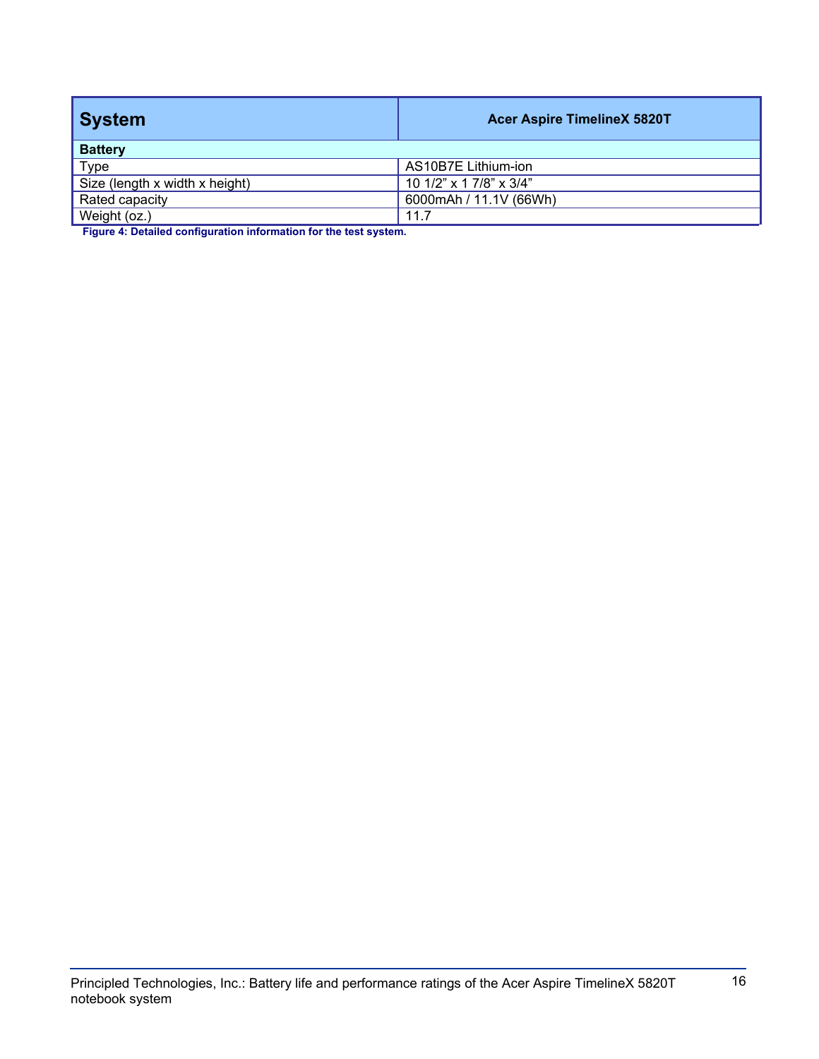| System | Acer Aspire TimelineX 5820T |
| --- | --- |
| **Battery** | |
| Type | AS10B7E Lithium-ion |
| Size (length x width x height) | 10 1/2” x 1 7/8” x 3/4” |
| Rated capacity | 6000mAh / 11.1V (66Wh) |
| Weight (oz.) | 11.7 |

**Figure 4: Detailed configuration information for the test system.**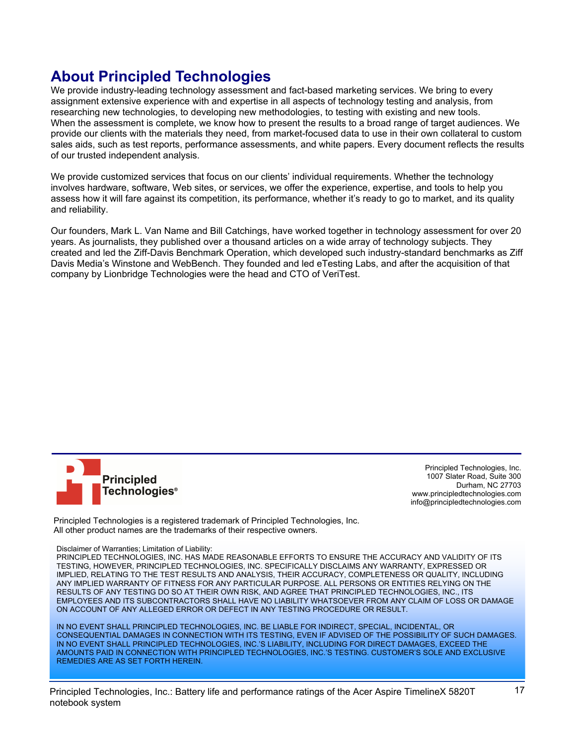# About Principled Technologies

We provide industry-leading technology assessment and fact-based marketing services. We bring to every assignment extensive experience with and expertise in all aspects of technology testing and analysis, from researching new technologies, to developing new methodologies, to testing with existing and new tools.
When the assessment is complete, we know how to present the results to a broad range of target audiences. We provide our clients with the materials they need, from market-focused data to use in their own collateral to custom sales aids, such as test reports, performance assessments, and white papers. Every document reflects the results of our trusted independent analysis.

We provide customized services that focus on our clients' individual requirements. Whether the technology involves hardware, software, Web sites, or services, we offer the experience, expertise, and tools to help you assess how it will fare against its competition, its performance, whether it's ready to go to market, and its quality and reliability.

Our founders, Mark L. Van Name and Bill Catchings, have worked together in technology assessment for over 20 years. As journalists, they published over a thousand articles on a wide array of technology subjects. They created and led the Ziff-Davis Benchmark Operation, which developed such industry-standard benchmarks as Ziff Davis Media's Winstone and WebBench. They founded and led eTesting Labs, and after the acquisition of that company by Lionbridge Technologies were the head and CTO of VeriTest.

Principled Technologies®

Principled Technologies, Inc.
1007 Slater Road, Suite 300
Durham, NC 27703
www.principledtechnologies.com
info@principledtechnologies.com

Principled Technologies is a registered trademark of Principled Technologies, Inc.
All other product names are the trademarks of their respective owners.

Disclaimer of Warranties; Limitation of Liability:
PRINCIPLED TECHNOLOGIES, INC. HAS MADE REASONABLE EFFORTS TO ENSURE THE ACCURACY AND VALIDITY OF ITS TESTING, HOWEVER, PRINCIPLED TECHNOLOGIES, INC. SPECIFICALLY DISCLAIMS ANY WARRANTY, EXPRESSED OR IMPLIED, RELATING TO THE TEST RESULTS AND ANALYSIS, THEIR ACCURACY, COMPLETENESS OR QUALITY, INCLUDING ANY IMPLIED WARRANTY OF FITNESS FOR ANY PARTICULAR PURPOSE. ALL PERSONS OR ENTITIES RELYING ON THE RESULTS OF ANY TESTING DO SO AT THEIR OWN RISK, AND AGREE THAT PRINCIPLED TECHNOLOGIES, INC., ITS EMPLOYEES AND ITS SUBCONTRACTORS SHALL HAVE NO LIABILITY WHATSOEVER FROM ANY CLAIM OF LOSS OR DAMAGE ON ACCOUNT OF ANY ALLEGED ERROR OR DEFECT IN ANY TESTING PROCEDURE OR RESULT.

IN NO EVENT SHALL PRINCIPLED TECHNOLOGIES, INC. BE LIABLE FOR INDIRECT, SPECIAL, INCIDENTAL, OR CONSEQUENTIAL DAMAGES IN CONNECTION WITH ITS TESTING, EVEN IF ADVISED OF THE POSSIBILITY OF SUCH DAMAGES. IN NO EVENT SHALL PRINCIPLED TECHNOLOGIES, INC.'S LIABILITY, INCLUDING FOR DIRECT DAMAGES, EXCEED THE AMOUNTS PAID IN CONNECTION WITH PRINCIPLED TECHNOLOGIES, INC.'S TESTING. CUSTOMER'S SOLE AND EXCLUSIVE REMEDIES ARE AS SET FORTH HEREIN.